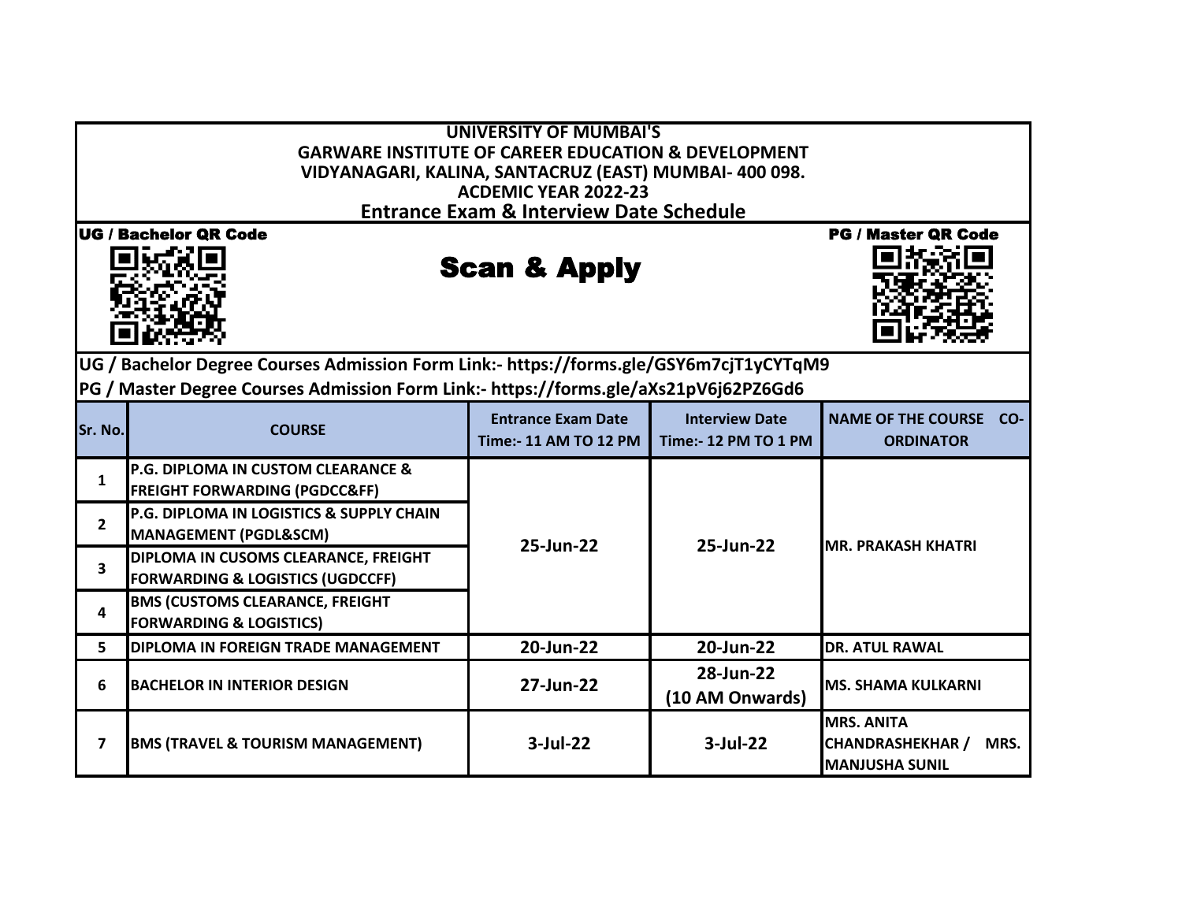# UNIVERSITY OF MUMBAI'S
# GARWARE INSTITUTE OF CAREER EDUCATION & DEVELOPMENT
## VIDYANAGARI, KALINA, SANTACRUZ (EAST) MUMBAI- 400 098.
## ACDEMIC YEAR 2022-23
## Entrance Exam & Interview Date Schedule

**UG / Bachelor QR Code**

**Scan & Apply**

**PG / Master QR Code**

**UG / Bachelor Degree Courses Admission Form Link:- https://forms.gle/GSY6m7cjT1yCYTqM9**

**PG / Master Degree Courses Admission Form Link:- https://forms.gle/aXs21pV6j62PZ6Gd6**

| Sr. No. | COURSE | Entrance Exam Date Time:- 11 AM TO 12 PM | Interview Date Time:- 12 PM TO 1 PM | NAME OF THE COURSE CO-ORDINATOR |
|---|---|---|---|---|
| 1 | P.G. DIPLOMA IN CUSTOM CLEARANCE & FREIGHT FORWARDING (PGDCC&FF) | 25-Jun-22 | 25-Jun-22 | MR. PRAKASH KHATRI |
| 2 | P.G. DIPLOMA IN LOGISTICS & SUPPLY CHAIN MANAGEMENT (PGDL&SCM) | | | |
| 3 | DIPLOMA IN CUSOMS CLEARANCE, FREIGHT FORWARDING & LOGISTICS (UGDCCFF) | | | |
| 4 | BMS (CUSTOMS CLEARANCE, FREIGHT FORWARDING & LOGISTICS) | | | |
| 5 | DIPLOMA IN FOREIGN TRADE MANAGEMENT | 20-Jun-22 | 20-Jun-22 | DR. ATUL RAWAL |
| 6 | BACHELOR IN INTERIOR DESIGN | 27-Jun-22 | 28-Jun-22 (10 AM Onwards) | MS. SHAMA KULKARNI |
| 7 | BMS (TRAVEL & TOURISM MANAGEMENT) | 3-Jul-22 | 3-Jul-22 | MRS. ANITA CHANDRASHEKHAR / MRS. MANJUSHA SUNIL |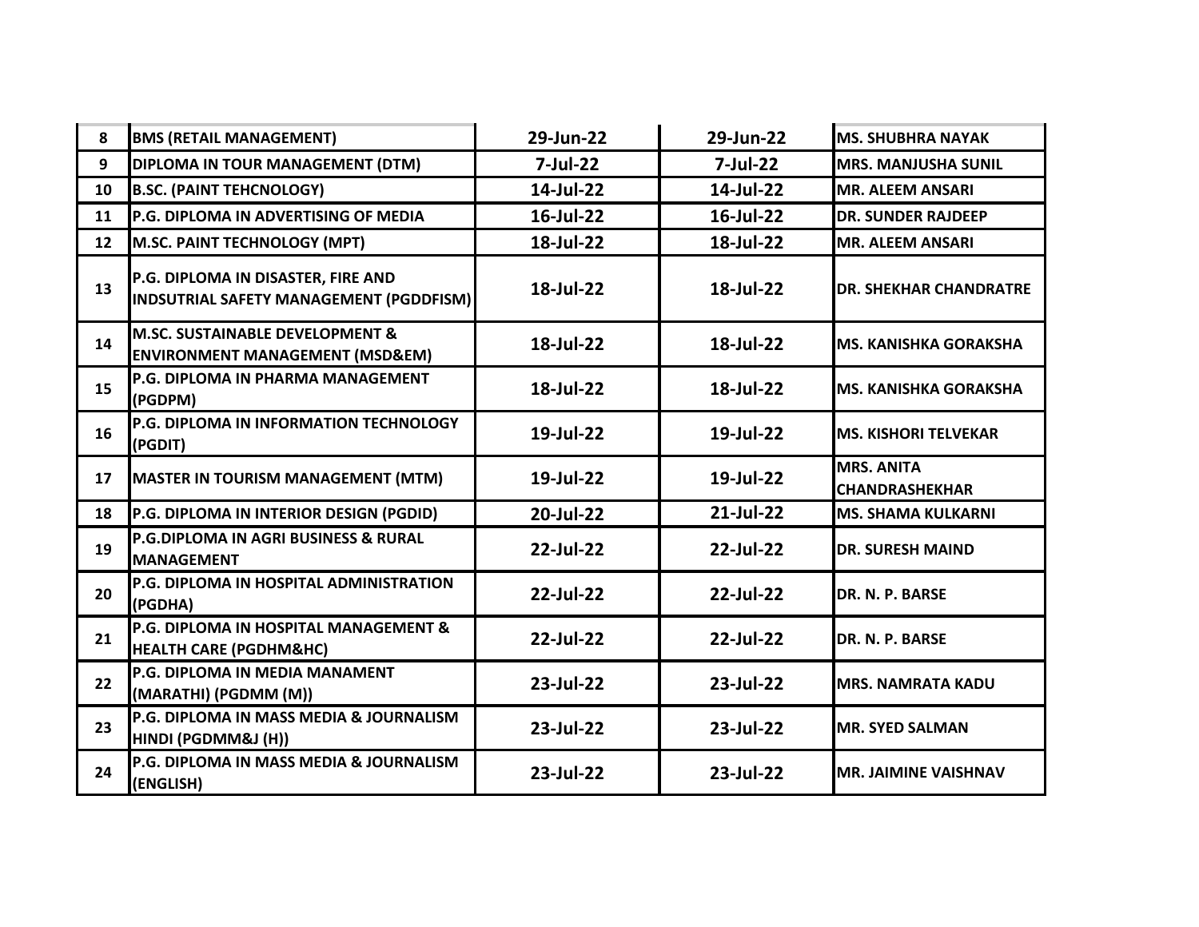| | | | | |
|---|---|---|---|---|
| 8 | BMS (RETAIL MANAGEMENT) | 29-Jun-22 | 29-Jun-22 | MS. SHUBHRA NAYAK |
| 9 | DIPLOMA IN TOUR MANAGEMENT (DTM) | 7-Jul-22 | 7-Jul-22 | MRS. MANJUSHA SUNIL |
| 10 | B.SC. (PAINT TEHCNOLOGY) | 14-Jul-22 | 14-Jul-22 | MR. ALEEM ANSARI |
| 11 | P.G. DIPLOMA IN ADVERTISING OF MEDIA | 16-Jul-22 | 16-Jul-22 | DR. SUNDER RAJDEEP |
| 12 | M.SC. PAINT TECHNOLOGY (MPT) | 18-Jul-22 | 18-Jul-22 | MR. ALEEM ANSARI |
| 13 | P.G. DIPLOMA IN DISASTER, FIRE AND INDSUTRIAL SAFETY MANAGEMENT (PGDDFISM) | 18-Jul-22 | 18-Jul-22 | DR. SHEKHAR CHANDRATRE |
| 14 | M.SC. SUSTAINABLE DEVELOPMENT & ENVIRONMENT MANAGEMENT (MSD&EM) | 18-Jul-22 | 18-Jul-22 | MS. KANISHKA GORAKSHA |
| 15 | P.G. DIPLOMA IN PHARMA MANAGEMENT (PGDPM) | 18-Jul-22 | 18-Jul-22 | MS. KANISHKA GORAKSHA |
| 16 | P.G. DIPLOMA IN INFORMATION TECHNOLOGY (PGDIT) | 19-Jul-22 | 19-Jul-22 | MS. KISHORI TELVEKAR |
| 17 | MASTER IN TOURISM MANAGEMENT (MTM) | 19-Jul-22 | 19-Jul-22 | MRS. ANITA CHANDRASHEKHAR |
| 18 | P.G. DIPLOMA IN INTERIOR DESIGN (PGDID) | 20-Jul-22 | 21-Jul-22 | MS. SHAMA KULKARNI |
| 19 | P.G.DIPLOMA IN AGRI BUSINESS & RURAL MANAGEMENT | 22-Jul-22 | 22-Jul-22 | DR. SURESH MAIND |
| 20 | P.G. DIPLOMA IN HOSPITAL ADMINISTRATION (PGDHA) | 22-Jul-22 | 22-Jul-22 | DR. N. P. BARSE |
| 21 | P.G. DIPLOMA IN HOSPITAL MANAGEMENT & HEALTH CARE (PGDHM&HC) | 22-Jul-22 | 22-Jul-22 | DR. N. P. BARSE |
| 22 | P.G. DIPLOMA IN MEDIA MANAMENT (MARATHI) (PGDMM (M)) | 23-Jul-22 | 23-Jul-22 | MRS. NAMRATA KADU |
| 23 | P.G. DIPLOMA IN MASS MEDIA & JOURNALISM HINDI (PGDMM&J (H)) | 23-Jul-22 | 23-Jul-22 | MR. SYED SALMAN |
| 24 | P.G. DIPLOMA IN MASS MEDIA & JOURNALISM (ENGLISH) | 23-Jul-22 | 23-Jul-22 | MR. JAIMINE VAISHNAV |